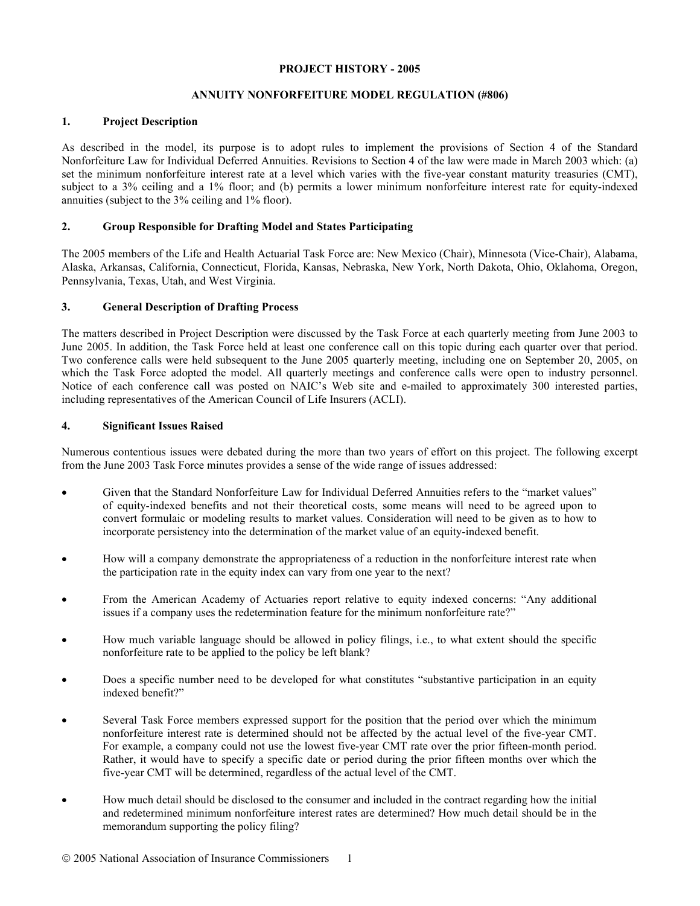**PROJECT HISTORY - 2005**

**ANNUITY NONFORFEITURE MODEL REGULATION (#806)**

## 1. Project Description

As described in the model, its purpose is to adopt rules to implement the provisions of Section 4 of the Standard Nonforfeiture Law for Individual Deferred Annuities. Revisions to Section 4 of the law were made in March 2003 which: (a) set the minimum nonforfeiture interest rate at a level which varies with the five-year constant maturity treasuries (CMT), subject to a 3% ceiling and a 1% floor; and (b) permits a lower minimum nonforfeiture interest rate for equity-indexed annuities (subject to the 3% ceiling and 1% floor).

## 2. Group Responsible for Drafting Model and States Participating

The 2005 members of the Life and Health Actuarial Task Force are: New Mexico (Chair), Minnesota (Vice-Chair), Alabama, Alaska, Arkansas, California, Connecticut, Florida, Kansas, Nebraska, New York, North Dakota, Ohio, Oklahoma, Oregon, Pennsylvania, Texas, Utah, and West Virginia.

## 3. General Description of Drafting Process

The matters described in Project Description were discussed by the Task Force at each quarterly meeting from June 2003 to June 2005. In addition, the Task Force held at least one conference call on this topic during each quarter over that period. Two conference calls were held subsequent to the June 2005 quarterly meeting, including one on September 20, 2005, on which the Task Force adopted the model. All quarterly meetings and conference calls were open to industry personnel. Notice of each conference call was posted on NAIC's Web site and e-mailed to approximately 300 interested parties, including representatives of the American Council of Life Insurers (ACLI).

## 4. Significant Issues Raised

Numerous contentious issues were debated during the more than two years of effort on this project. The following excerpt from the June 2003 Task Force minutes provides a sense of the wide range of issues addressed:

- Given that the Standard Nonforfeiture Law for Individual Deferred Annuities refers to the "market values" of equity-indexed benefits and not their theoretical costs, some means will need to be agreed upon to convert formulaic or modeling results to market values. Consideration will need to be given as to how to incorporate persistency into the determination of the market value of an equity-indexed benefit.
- How will a company demonstrate the appropriateness of a reduction in the nonforfeiture interest rate when the participation rate in the equity index can vary from one year to the next?
- From the American Academy of Actuaries report relative to equity indexed concerns: "Any additional issues if a company uses the redetermination feature for the minimum nonforfeiture rate?"
- How much variable language should be allowed in policy filings, i.e., to what extent should the specific nonforfeiture rate to be applied to the policy be left blank?
- Does a specific number need to be developed for what constitutes "substantive participation in an equity indexed benefit?"
- Several Task Force members expressed support for the position that the period over which the minimum nonforfeiture interest rate is determined should not be affected by the actual level of the five-year CMT. For example, a company could not use the lowest five-year CMT rate over the prior fifteen-month period. Rather, it would have to specify a specific date or period during the prior fifteen months over which the five-year CMT will be determined, regardless of the actual level of the CMT.
- How much detail should be disclosed to the consumer and included in the contract regarding how the initial and redetermined minimum nonforfeiture interest rates are determined? How much detail should be in the memorandum supporting the policy filing?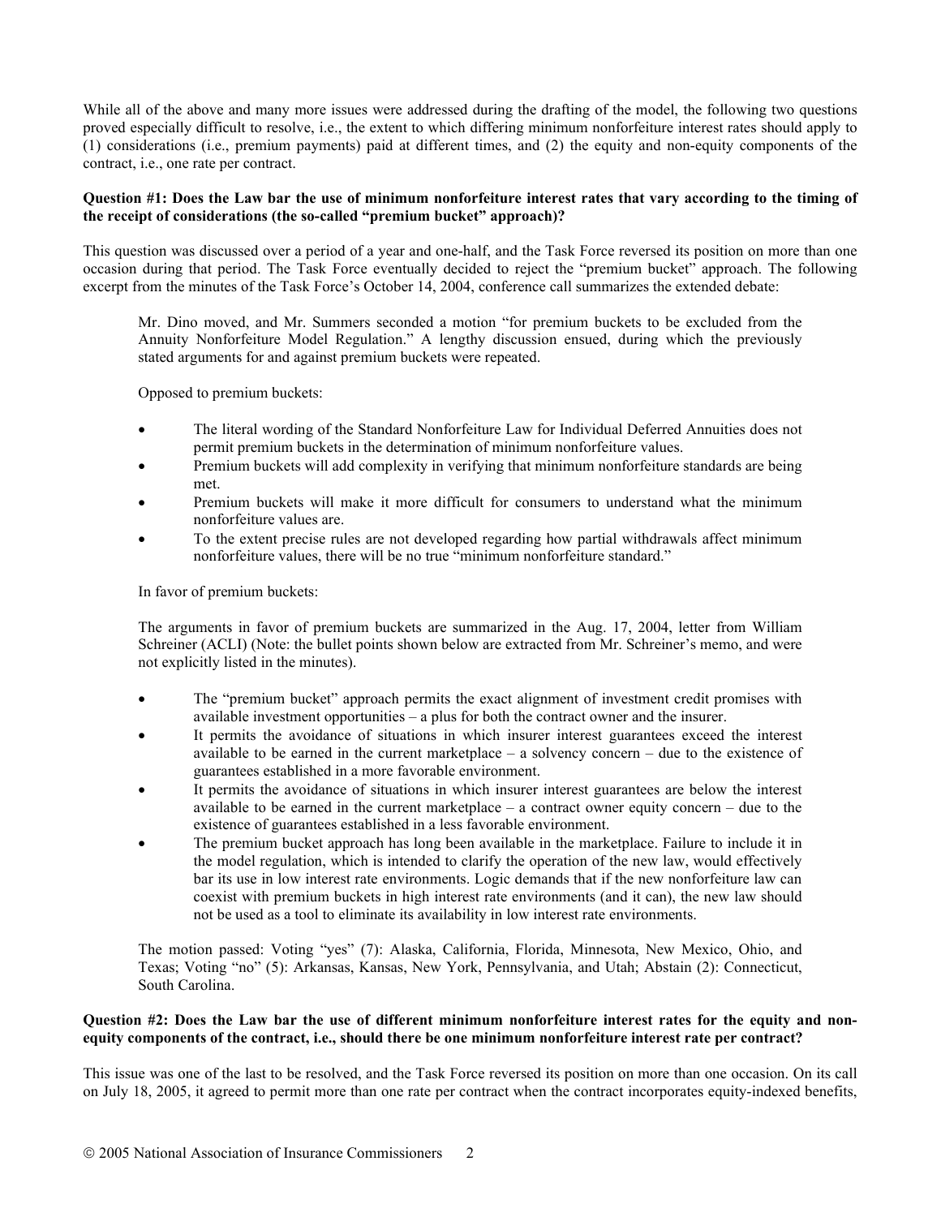While all of the above and many more issues were addressed during the drafting of the model, the following two questions proved especially difficult to resolve, i.e., the extent to which differing minimum nonforfeiture interest rates should apply to (1) considerations (i.e., premium payments) paid at different times, and (2) the equity and non-equity components of the contract, i.e., one rate per contract.

**Question #1: Does the Law bar the use of minimum nonforfeiture interest rates that vary according to the timing of the receipt of considerations (the so-called "premium bucket" approach)?**

This question was discussed over a period of a year and one-half, and the Task Force reversed its position on more than one occasion during that period. The Task Force eventually decided to reject the "premium bucket" approach. The following excerpt from the minutes of the Task Force's October 14, 2004, conference call summarizes the extended debate:

> Mr. Dino moved, and Mr. Summers seconded a motion "for premium buckets to be excluded from the Annuity Nonforfeiture Model Regulation." A lengthy discussion ensued, during which the previously stated arguments for and against premium buckets were repeated.
>
> Opposed to premium buckets:
>
> - The literal wording of the Standard Nonforfeiture Law for Individual Deferred Annuities does not permit premium buckets in the determination of minimum nonforfeiture values.
> - Premium buckets will add complexity in verifying that minimum nonforfeiture standards are being met.
> - Premium buckets will make it more difficult for consumers to understand what the minimum nonforfeiture values are.
> - To the extent precise rules are not developed regarding how partial withdrawals affect minimum nonforfeiture values, there will be no true "minimum nonforfeiture standard."
>
> In favor of premium buckets:
>
> The arguments in favor of premium buckets are summarized in the Aug. 17, 2004, letter from William Schreiner (ACLI) (Note: the bullet points shown below are extracted from Mr. Schreiner's memo, and were not explicitly listed in the minutes).
>
> - The "premium bucket" approach permits the exact alignment of investment credit promises with available investment opportunities – a plus for both the contract owner and the insurer.
> - It permits the avoidance of situations in which insurer interest guarantees exceed the interest available to be earned in the current marketplace – a solvency concern – due to the existence of guarantees established in a more favorable environment.
> - It permits the avoidance of situations in which insurer interest guarantees are below the interest available to be earned in the current marketplace – a contract owner equity concern – due to the existence of guarantees established in a less favorable environment.
> - The premium bucket approach has long been available in the marketplace. Failure to include it in the model regulation, which is intended to clarify the operation of the new law, would effectively bar its use in low interest rate environments. Logic demands that if the new nonforfeiture law can coexist with premium buckets in high interest rate environments (and it can), the new law should not be used as a tool to eliminate its availability in low interest rate environments.
>
> The motion passed: Voting "yes" (7): Alaska, California, Florida, Minnesota, New Mexico, Ohio, and Texas; Voting "no" (5): Arkansas, Kansas, New York, Pennsylvania, and Utah; Abstain (2): Connecticut, South Carolina.

**Question #2: Does the Law bar the use of different minimum nonforfeiture interest rates for the equity and non-equity components of the contract, i.e., should there be one minimum nonforfeiture interest rate per contract?**

This issue was one of the last to be resolved, and the Task Force reversed its position on more than one occasion. On its call on July 18, 2005, it agreed to permit more than one rate per contract when the contract incorporates equity-indexed benefits,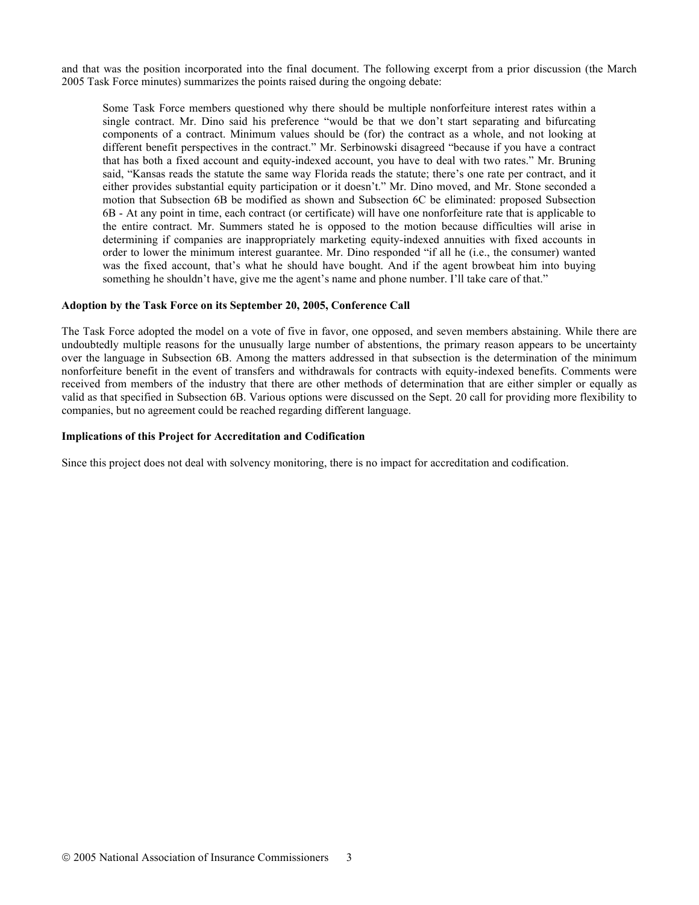and that was the position incorporated into the final document. The following excerpt from a prior discussion (the March 2005 Task Force minutes) summarizes the points raised during the ongoing debate:

> Some Task Force members questioned why there should be multiple nonforfeiture interest rates within a single contract. Mr. Dino said his preference "would be that we don't start separating and bifurcating components of a contract. Minimum values should be (for) the contract as a whole, and not looking at different benefit perspectives in the contract." Mr. Serbinowski disagreed "because if you have a contract that has both a fixed account and equity-indexed account, you have to deal with two rates." Mr. Bruning said, "Kansas reads the statute the same way Florida reads the statute; there's one rate per contract, and it either provides substantial equity participation or it doesn't." Mr. Dino moved, and Mr. Stone seconded a motion that Subsection 6B be modified as shown and Subsection 6C be eliminated: proposed Subsection 6B - At any point in time, each contract (or certificate) will have one nonforfeiture rate that is applicable to the entire contract. Mr. Summers stated he is opposed to the motion because difficulties will arise in determining if companies are inappropriately marketing equity-indexed annuities with fixed accounts in order to lower the minimum interest guarantee. Mr. Dino responded "if all he (i.e., the consumer) wanted was the fixed account, that's what he should have bought. And if the agent browbeat him into buying something he shouldn't have, give me the agent's name and phone number. I'll take care of that."

**Adoption by the Task Force on its September 20, 2005, Conference Call**

The Task Force adopted the model on a vote of five in favor, one opposed, and seven members abstaining. While there are undoubtedly multiple reasons for the unusually large number of abstentions, the primary reason appears to be uncertainty over the language in Subsection 6B. Among the matters addressed in that subsection is the determination of the minimum nonforfeiture benefit in the event of transfers and withdrawals for contracts with equity-indexed benefits. Comments were received from members of the industry that there are other methods of determination that are either simpler or equally as valid as that specified in Subsection 6B. Various options were discussed on the Sept. 20 call for providing more flexibility to companies, but no agreement could be reached regarding different language.

**Implications of this Project for Accreditation and Codification**

Since this project does not deal with solvency monitoring, there is no impact for accreditation and codification.